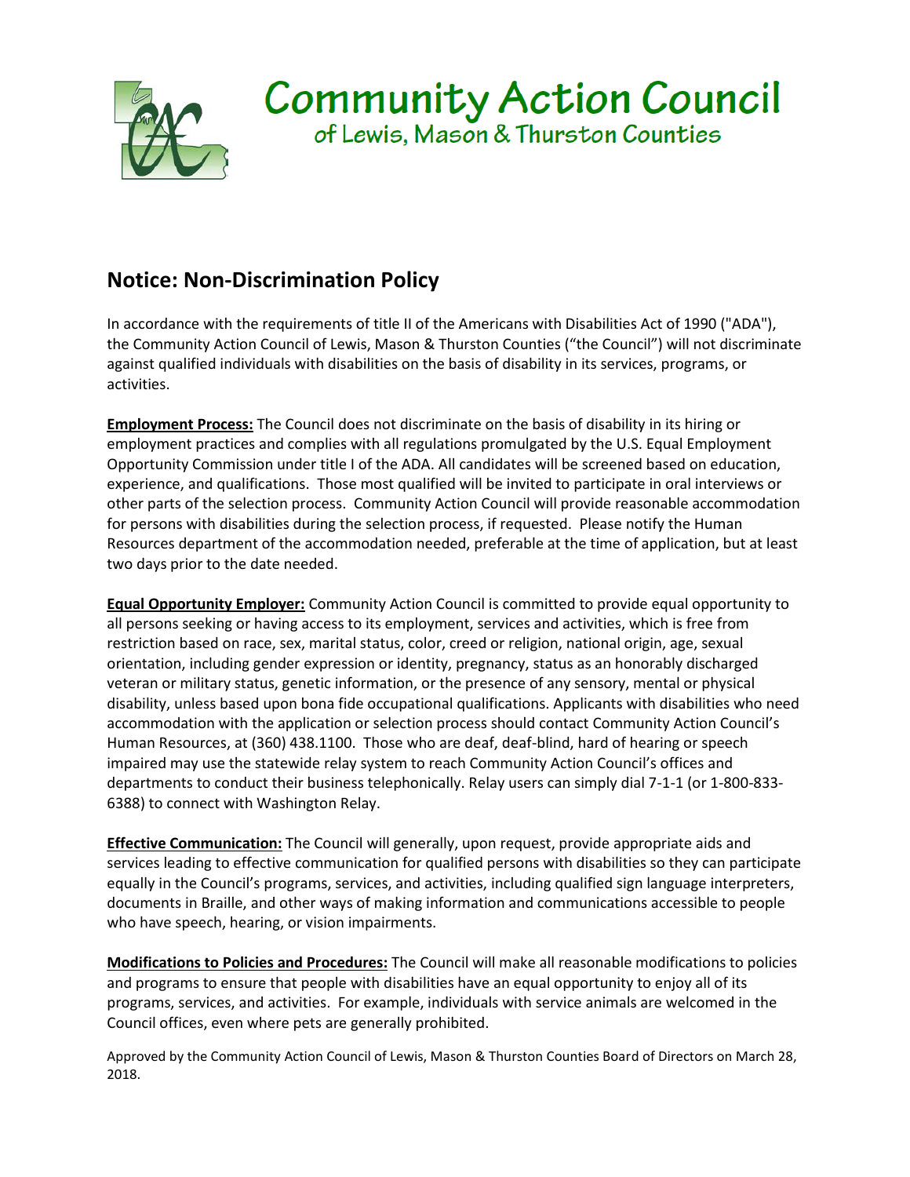# Community Action Council

of Lewis, Mason & Thurston Counties

## Notice: Non-Discrimination Policy

In accordance with the requirements of title II of the Americans with Disabilities Act of 1990 ("ADA"), the Community Action Council of Lewis, Mason & Thurston Counties ("the Council") will not discriminate against qualified individuals with disabilities on the basis of disability in its services, programs, or activities.

**Employment Process:** The Council does not discriminate on the basis of disability in its hiring or employment practices and complies with all regulations promulgated by the U.S. Equal Employment Opportunity Commission under title I of the ADA. All candidates will be screened based on education, experience, and qualifications. Those most qualified will be invited to participate in oral interviews or other parts of the selection process. Community Action Council will provide reasonable accommodation for persons with disabilities during the selection process, if requested. Please notify the Human Resources department of the accommodation needed, preferable at the time of application, but at least two days prior to the date needed.

**Equal Opportunity Employer:** Community Action Council is committed to provide equal opportunity to all persons seeking or having access to its employment, services and activities, which is free from restriction based on race, sex, marital status, color, creed or religion, national origin, age, sexual orientation, including gender expression or identity, pregnancy, status as an honorably discharged veteran or military status, genetic information, or the presence of any sensory, mental or physical disability, unless based upon bona fide occupational qualifications. Applicants with disabilities who need accommodation with the application or selection process should contact Community Action Council's Human Resources, at (360) 438.1100. Those who are deaf, deaf-blind, hard of hearing or speech impaired may use the statewide relay system to reach Community Action Council's offices and departments to conduct their business telephonically. Relay users can simply dial 7-1-1 (or 1-800-833-6388) to connect with Washington Relay.

**Effective Communication:** The Council will generally, upon request, provide appropriate aids and services leading to effective communication for qualified persons with disabilities so they can participate equally in the Council's programs, services, and activities, including qualified sign language interpreters, documents in Braille, and other ways of making information and communications accessible to people who have speech, hearing, or vision impairments.

**Modifications to Policies and Procedures:** The Council will make all reasonable modifications to policies and programs to ensure that people with disabilities have an equal opportunity to enjoy all of its programs, services, and activities. For example, individuals with service animals are welcomed in the Council offices, even where pets are generally prohibited.

Approved by the Community Action Council of Lewis, Mason & Thurston Counties Board of Directors on March 28, 2018.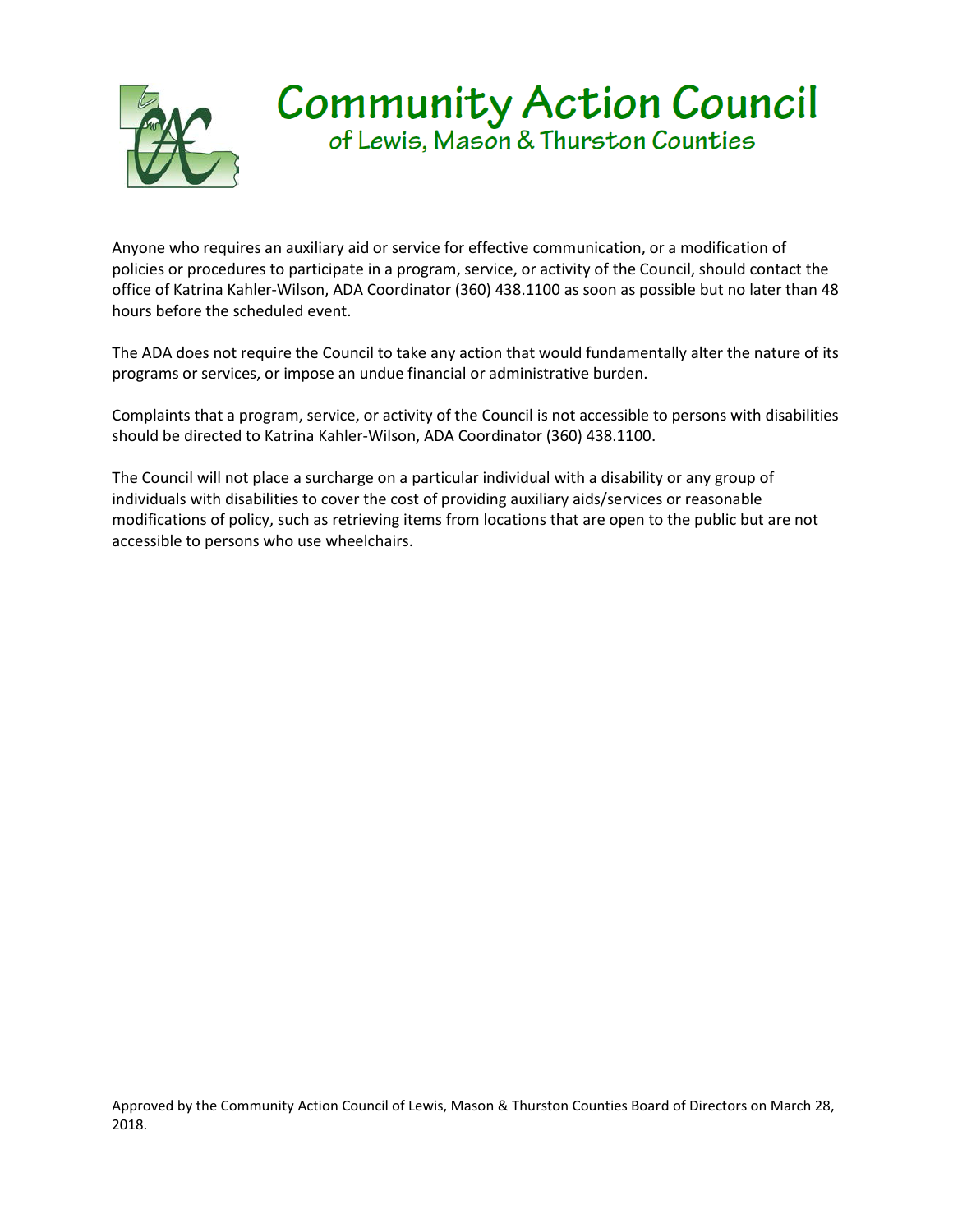# Community Action Council
## of Lewis, Mason & Thurston Counties

Anyone who requires an auxiliary aid or service for effective communication, or a modification of policies or procedures to participate in a program, service, or activity of the Council, should contact the office of Katrina Kahler-Wilson, ADA Coordinator (360) 438.1100 as soon as possible but no later than 48 hours before the scheduled event.

The ADA does not require the Council to take any action that would fundamentally alter the nature of its programs or services, or impose an undue financial or administrative burden.

Complaints that a program, service, or activity of the Council is not accessible to persons with disabilities should be directed to Katrina Kahler-Wilson, ADA Coordinator (360) 438.1100.

The Council will not place a surcharge on a particular individual with a disability or any group of individuals with disabilities to cover the cost of providing auxiliary aids/services or reasonable modifications of policy, such as retrieving items from locations that are open to the public but are not accessible to persons who use wheelchairs.

Approved by the Community Action Council of Lewis, Mason & Thurston Counties Board of Directors on March 28, 2018.